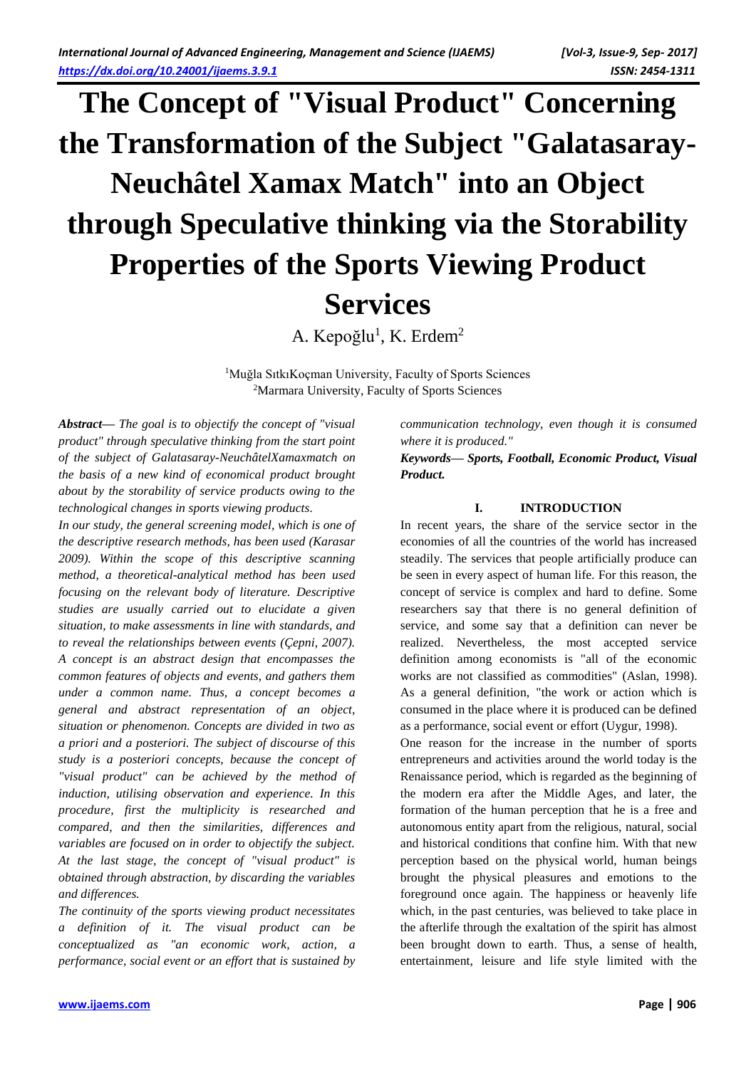# The Concept of "Visual Product" Concerning the Transformation of the Subject "Galatasaray-Neuchâtel Xamax Match" into an Object through Speculative thinking via the Storability Properties of the Sports Viewing Product Services

A. Kepoğlu[1], K. Erdem[2]

[1]Muğla SıtkıKoçman University, Faculty of Sports Sciences
[2]Marmara University, Faculty of Sports Sciences

***Abstract***— *The goal is to objectify the concept of "visual product" through speculative thinking from the start point of the subject of Galatasaray-NeuchâtelXamaxmatch on the basis of a new kind of economical product brought about by the storability of service products owing to the technological changes in sports viewing products.*

*In our study, the general screening model, which is one of the descriptive research methods, has been used (Karasar 2009). Within the scope of this descriptive scanning method, a theoretical-analytical method has been used focusing on the relevant body of literature. Descriptive studies are usually carried out to elucidate a given situation, to make assessments in line with standards, and to reveal the relationships between events (Çepni, 2007). A concept is an abstract design that encompasses the common features of objects and events, and gathers them under a common name. Thus, a concept becomes a general and abstract representation of an object, situation or phenomenon. Concepts are divided in two as a priori and a posteriori. The subject of discourse of this study is a posteriori concepts, because the concept of "visual product" can be achieved by the method of induction, utilising observation and experience. In this procedure, first the multiplicity is researched and compared, and then the similarities, differences and variables are focused on in order to objectify the subject. At the last stage, the concept of "visual product" is obtained through abstraction, by discarding the variables and differences.*

*The continuity of the sports viewing product necessitates a definition of it. The visual product can be conceptualized as "an economic work, action, a performance, social event or an effort that is sustained by communication technology, even though it is consumed where it is produced."*

***Keywords— Sports, Football, Economic Product, Visual Product.***

## I. INTRODUCTION

In recent years, the share of the service sector in the economies of all the countries of the world has increased steadily. The services that people artificially produce can be seen in every aspect of human life. For this reason, the concept of service is complex and hard to define. Some researchers say that there is no general definition of service, and some say that a definition can never be realized. Nevertheless, the most accepted service definition among economists is "all of the economic works are not classified as commodities" (Aslan, 1998). As a general definition, "the work or action which is consumed in the place where it is produced can be defined as a performance, social event or effort (Uygur, 1998).

One reason for the increase in the number of sports entrepreneurs and activities around the world today is the Renaissance period, which is regarded as the beginning of the modern era after the Middle Ages, and later, the formation of the human perception that he is a free and autonomous entity apart from the religious, natural, social and historical conditions that confine him. With that new perception based on the physical world, human beings brought the physical pleasures and emotions to the foreground once again. The happiness or heavenly life which, in the past centuries, was believed to take place in the afterlife through the exaltation of the spirit has almost been brought down to earth. Thus, a sense of health, entertainment, leisure and life style limited with the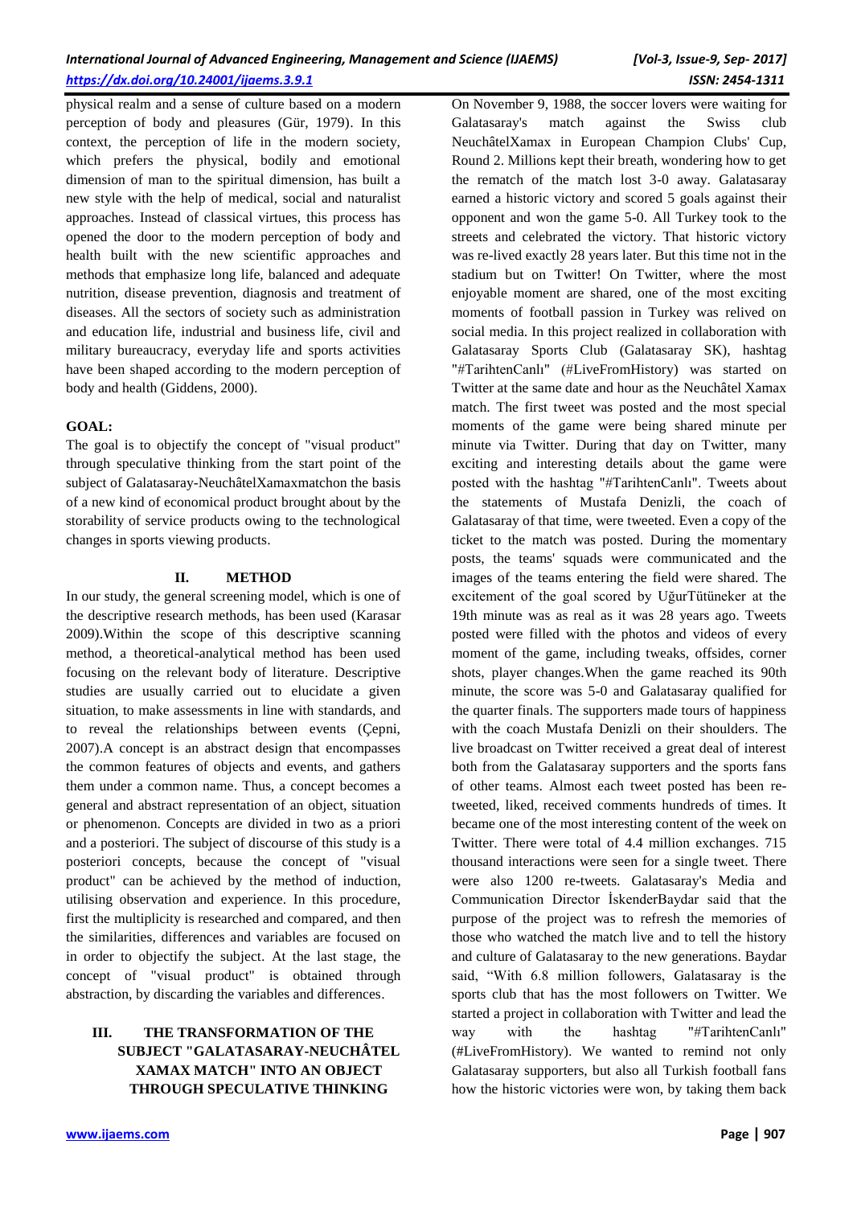physical realm and a sense of culture based on a modern perception of body and pleasures (Gür, 1979). In this context, the perception of life in the modern society, which prefers the physical, bodily and emotional dimension of man to the spiritual dimension, has built a new style with the help of medical, social and naturalist approaches. Instead of classical virtues, this process has opened the door to the modern perception of body and health built with the new scientific approaches and methods that emphasize long life, balanced and adequate nutrition, disease prevention, diagnosis and treatment of diseases. All the sectors of society such as administration and education life, industrial and business life, civil and military bureaucracy, everyday life and sports activities have been shaped according to the modern perception of body and health (Giddens, 2000).

**GOAL:**

The goal is to objectify the concept of "visual product" through speculative thinking from the start point of the subject of Galatasaray-NeuchâtelXamaxmatchon the basis of a new kind of economical product brought about by the storability of service products owing to the technological changes in sports viewing products.

## II. METHOD

In our study, the general screening model, which is one of the descriptive research methods, has been used (Karasar 2009).Within the scope of this descriptive scanning method, a theoretical-analytical method has been used focusing on the relevant body of literature. Descriptive studies are usually carried out to elucidate a given situation, to make assessments in line with standards, and to reveal the relationships between events (Çepni, 2007).A concept is an abstract design that encompasses the common features of objects and events, and gathers them under a common name. Thus, a concept becomes a general and abstract representation of an object, situation or phenomenon. Concepts are divided in two as a priori and a posteriori. The subject of discourse of this study is a posteriori concepts, because the concept of "visual product" can be achieved by the method of induction, utilising observation and experience. In this procedure, first the multiplicity is researched and compared, and then the similarities, differences and variables are focused on in order to objectify the subject. At the last stage, the concept of "visual product" is obtained through abstraction, by discarding the variables and differences.

## III. THE TRANSFORMATION OF THE SUBJECT "GALATASARAY-NEUCHÂTEL XAMAX MATCH" INTO AN OBJECT THROUGH SPECULATIVE THINKING

On November 9, 1988, the soccer lovers were waiting for Galatasaray's match against the Swiss club NeuchâtelXamax in European Champion Clubs' Cup, Round 2. Millions kept their breath, wondering how to get the rematch of the match lost 3-0 away. Galatasaray earned a historic victory and scored 5 goals against their opponent and won the game 5-0. All Turkey took to the streets and celebrated the victory. That historic victory was re-lived exactly 28 years later. But this time not in the stadium but on Twitter! On Twitter, where the most enjoyable moment are shared, one of the most exciting moments of football passion in Turkey was relived on social media. In this project realized in collaboration with Galatasaray Sports Club (Galatasaray SK), hashtag "#TarihtenCanlı" (#LiveFromHistory) was started on Twitter at the same date and hour as the Neuchâtel Xamax match. The first tweet was posted and the most special moments of the game were being shared minute per minute via Twitter. During that day on Twitter, many exciting and interesting details about the game were posted with the hashtag "#TarihtenCanlı". Tweets about the statements of Mustafa Denizli, the coach of Galatasaray of that time, were tweeted. Even a copy of the ticket to the match was posted. During the momentary posts, the teams' squads were communicated and the images of the teams entering the field were shared. The excitement of the goal scored by UğurTütüneker at the 19th minute was as real as it was 28 years ago. Tweets posted were filled with the photos and videos of every moment of the game, including tweaks, offsides, corner shots, player changes.When the game reached its 90th minute, the score was 5-0 and Galatasaray qualified for the quarter finals. The supporters made tours of happiness with the coach Mustafa Denizli on their shoulders. The live broadcast on Twitter received a great deal of interest both from the Galatasaray supporters and the sports fans of other teams. Almost each tweet posted has been re-tweeted, liked, received comments hundreds of times. It became one of the most interesting content of the week on Twitter. There were total of 4.4 million exchanges. 715 thousand interactions were seen for a single tweet. There were also 1200 re-tweets. Galatasaray's Media and Communication Director İskenderBaydar said that the purpose of the project was to refresh the memories of those who watched the match live and to tell the history and culture of Galatasaray to the new generations. Baydar said, "With 6.8 million followers, Galatasaray is the sports club that has the most followers on Twitter. We started a project in collaboration with Twitter and lead the way with the hashtag "#TarihtenCanlı" (#LiveFromHistory). We wanted to remind not only Galatasaray supporters, but also all Turkish football fans how the historic victories were won, by taking them back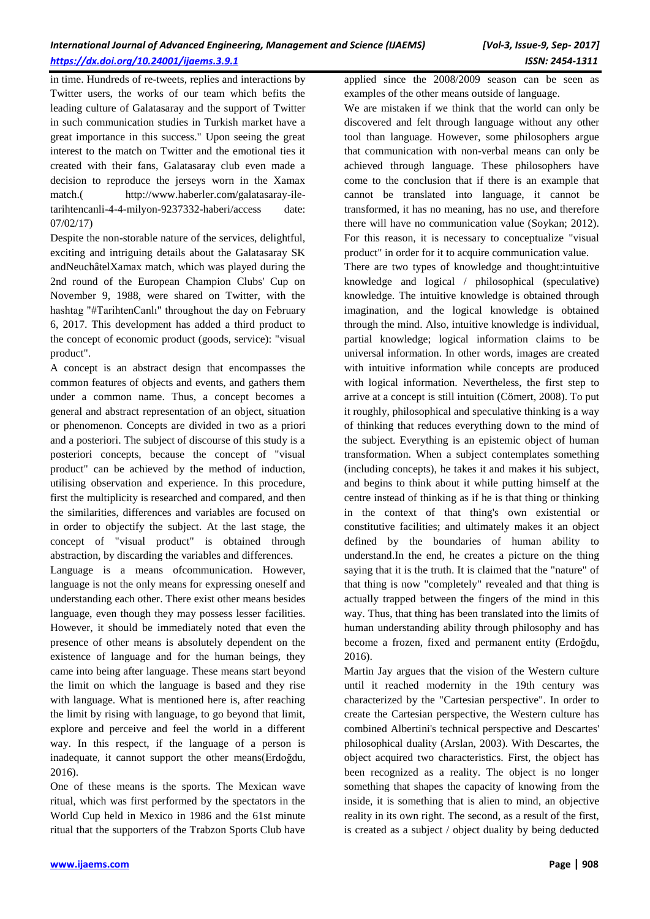in time. Hundreds of re-tweets, replies and interactions by Twitter users, the works of our team which befits the leading culture of Galatasaray and the support of Twitter in such communication studies in Turkish market have a great importance in this success." Upon seeing the great interest to the match on Twitter and the emotional ties it created with their fans, Galatasaray club even made a decision to reproduce the jerseys worn in the Xamax match.( http://www.haberler.com/galatasaray-ile-tarihtencanli-4-4-milyon-9237332-haberi/access date: 07/02/17)

Despite the non-storable nature of the services, delightful, exciting and intriguing details about the Galatasaray SK andNeuchâtelXamax match, which was played during the 2nd round of the European Champion Clubs' Cup on November 9, 1988, were shared on Twitter, with the hashtag "#TarihtenCanlı" throughout the day on February 6, 2017. This development has added a third product to the concept of economic product (goods, service): "visual product".

A concept is an abstract design that encompasses the common features of objects and events, and gathers them under a common name. Thus, a concept becomes a general and abstract representation of an object, situation or phenomenon. Concepts are divided in two as a priori and a posteriori. The subject of discourse of this study is a posteriori concepts, because the concept of "visual product" can be achieved by the method of induction, utilising observation and experience. In this procedure, first the multiplicity is researched and compared, and then the similarities, differences and variables are focused on in order to objectify the subject. At the last stage, the concept of "visual product" is obtained through abstraction, by discarding the variables and differences.

Language is a means ofcommunication. However, language is not the only means for expressing oneself and understanding each other. There exist other means besides language, even though they may possess lesser facilities. However, it should be immediately noted that even the presence of other means is absolutely dependent on the existence of language and for the human beings, they came into being after language. These means start beyond the limit on which the language is based and they rise with language. What is mentioned here is, after reaching the limit by rising with language, to go beyond that limit, explore and perceive and feel the world in a different way. In this respect, if the language of a person is inadequate, it cannot support the other means(Erdoğdu, 2016).

One of these means is the sports. The Mexican wave ritual, which was first performed by the spectators in the World Cup held in Mexico in 1986 and the 61st minute ritual that the supporters of the Trabzon Sports Club have applied since the 2008/2009 season can be seen as examples of the other means outside of language.

We are mistaken if we think that the world can only be discovered and felt through language without any other tool than language. However, some philosophers argue that communication with non-verbal means can only be achieved through language. These philosophers have come to the conclusion that if there is an example that cannot be translated into language, it cannot be transformed, it has no meaning, has no use, and therefore there will have no communication value (Soykan; 2012). For this reason, it is necessary to conceptualize "visual product" in order for it to acquire communication value.

There are two types of knowledge and thought:intuitive knowledge and logical / philosophical (speculative) knowledge. The intuitive knowledge is obtained through imagination, and the logical knowledge is obtained through the mind. Also, intuitive knowledge is individual, partial knowledge; logical information claims to be universal information. In other words, images are created with intuitive information while concepts are produced with logical information. Nevertheless, the first step to arrive at a concept is still intuition (Cömert, 2008). To put it roughly, philosophical and speculative thinking is a way of thinking that reduces everything down to the mind of the subject. Everything is an epistemic object of human transformation. When a subject contemplates something (including concepts), he takes it and makes it his subject, and begins to think about it while putting himself at the centre instead of thinking as if he is that thing or thinking in the context of that thing's own existential or constitutive facilities; and ultimately makes it an object defined by the boundaries of human ability to understand.In the end, he creates a picture on the thing saying that it is the truth. It is claimed that the "nature" of that thing is now "completely" revealed and that thing is actually trapped between the fingers of the mind in this way. Thus, that thing has been translated into the limits of human understanding ability through philosophy and has become a frozen, fixed and permanent entity (Erdoğdu, 2016).

Martin Jay argues that the vision of the Western culture until it reached modernity in the 19th century was characterized by the "Cartesian perspective". In order to create the Cartesian perspective, the Western culture has combined Albertini's technical perspective and Descartes' philosophical duality (Arslan, 2003). With Descartes, the object acquired two characteristics. First, the object has been recognized as a reality. The object is no longer something that shapes the capacity of knowing from the inside, it is something that is alien to mind, an objective reality in its own right. The second, as a result of the first, is created as a subject / object duality by being deducted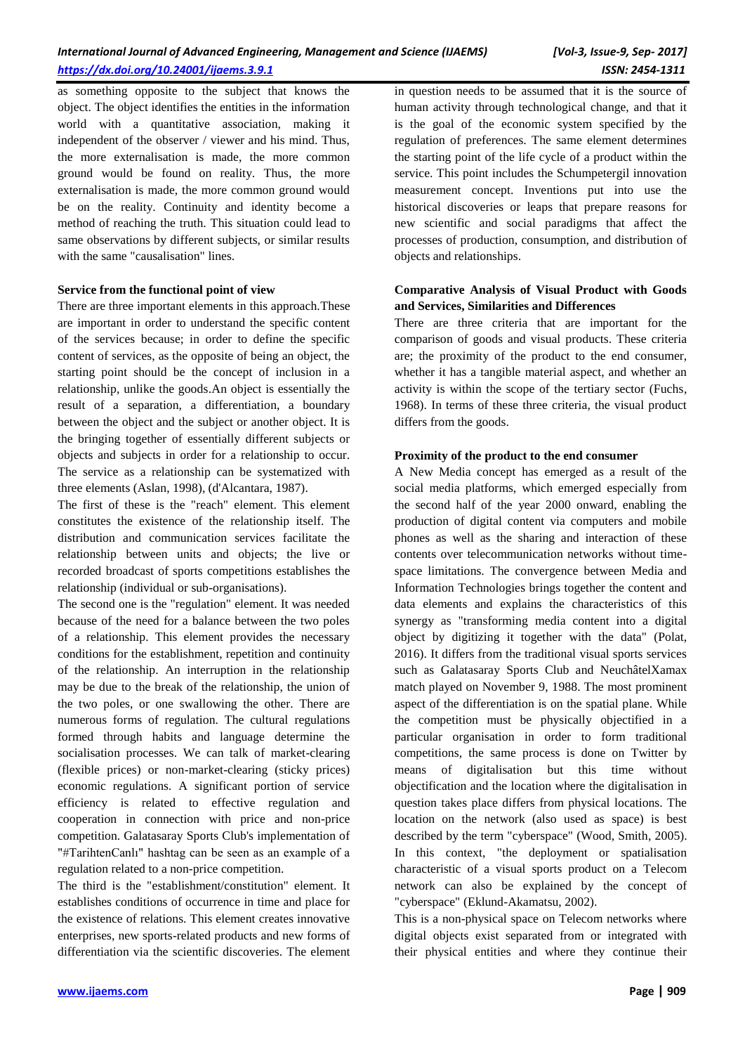as something opposite to the subject that knows the object. The object identifies the entities in the information world with a quantitative association, making it independent of the observer / viewer and his mind. Thus, the more externalisation is made, the more common ground would be found on reality. Thus, the more externalisation is made, the more common ground would be on the reality. Continuity and identity become a method of reaching the truth. This situation could lead to same observations by different subjects, or similar results with the same "causalisation" lines.

**Service from the functional point of view**

There are three important elements in this approach.These are important in order to understand the specific content of the services because; in order to define the specific content of services, as the opposite of being an object, the starting point should be the concept of inclusion in a relationship, unlike the goods.An object is essentially the result of a separation, a differentiation, a boundary between the object and the subject or another object. It is the bringing together of essentially different subjects or objects and subjects in order for a relationship to occur. The service as a relationship can be systematized with three elements (Aslan, 1998), (d'Alcantara, 1987).

The first of these is the "reach" element. This element constitutes the existence of the relationship itself. The distribution and communication services facilitate the relationship between units and objects; the live or recorded broadcast of sports competitions establishes the relationship (individual or sub-organisations).

The second one is the "regulation" element. It was needed because of the need for a balance between the two poles of a relationship. This element provides the necessary conditions for the establishment, repetition and continuity of the relationship. An interruption in the relationship may be due to the break of the relationship, the union of the two poles, or one swallowing the other. There are numerous forms of regulation. The cultural regulations formed through habits and language determine the socialisation processes. We can talk of market-clearing (flexible prices) or non-market-clearing (sticky prices) economic regulations. A significant portion of service efficiency is related to effective regulation and cooperation in connection with price and non-price competition. Galatasaray Sports Club's implementation of "#TarihtenCanlı" hashtag can be seen as an example of a regulation related to a non-price competition.

The third is the "establishment/constitution" element. It establishes conditions of occurrence in time and place for the existence of relations. This element creates innovative enterprises, new sports-related products and new forms of differentiation via the scientific discoveries. The element in question needs to be assumed that it is the source of human activity through technological change, and that it is the goal of the economic system specified by the regulation of preferences. The same element determines the starting point of the life cycle of a product within the service. This point includes the Schumpetergil innovation measurement concept. Inventions put into use the historical discoveries or leaps that prepare reasons for new scientific and social paradigms that affect the processes of production, consumption, and distribution of objects and relationships.

**Comparative Analysis of Visual Product with Goods and Services, Similarities and Differences**

There are three criteria that are important for the comparison of goods and visual products. These criteria are; the proximity of the product to the end consumer, whether it has a tangible material aspect, and whether an activity is within the scope of the tertiary sector (Fuchs, 1968). In terms of these three criteria, the visual product differs from the goods.

**Proximity of the product to the end consumer**

A New Media concept has emerged as a result of the social media platforms, which emerged especially from the second half of the year 2000 onward, enabling the production of digital content via computers and mobile phones as well as the sharing and interaction of these contents over telecommunication networks without time-space limitations. The convergence between Media and Information Technologies brings together the content and data elements and explains the characteristics of this synergy as "transforming media content into a digital object by digitizing it together with the data" (Polat, 2016). It differs from the traditional visual sports services such as Galatasaray Sports Club and NeuchâtelXamax match played on November 9, 1988. The most prominent aspect of the differentiation is on the spatial plane. While the competition must be physically objectified in a particular organisation in order to form traditional competitions, the same process is done on Twitter by means of digitalisation but this time without objectification and the location where the digitalisation in question takes place differs from physical locations. The location on the network (also used as space) is best described by the term "cyberspace" (Wood, Smith, 2005). In this context, "the deployment or spatialisation characteristic of a visual sports product on a Telecom network can also be explained by the concept of "cyberspace" (Eklund-Akamatsu, 2002).

This is a non-physical space on Telecom networks where digital objects exist separated from or integrated with their physical entities and where they continue their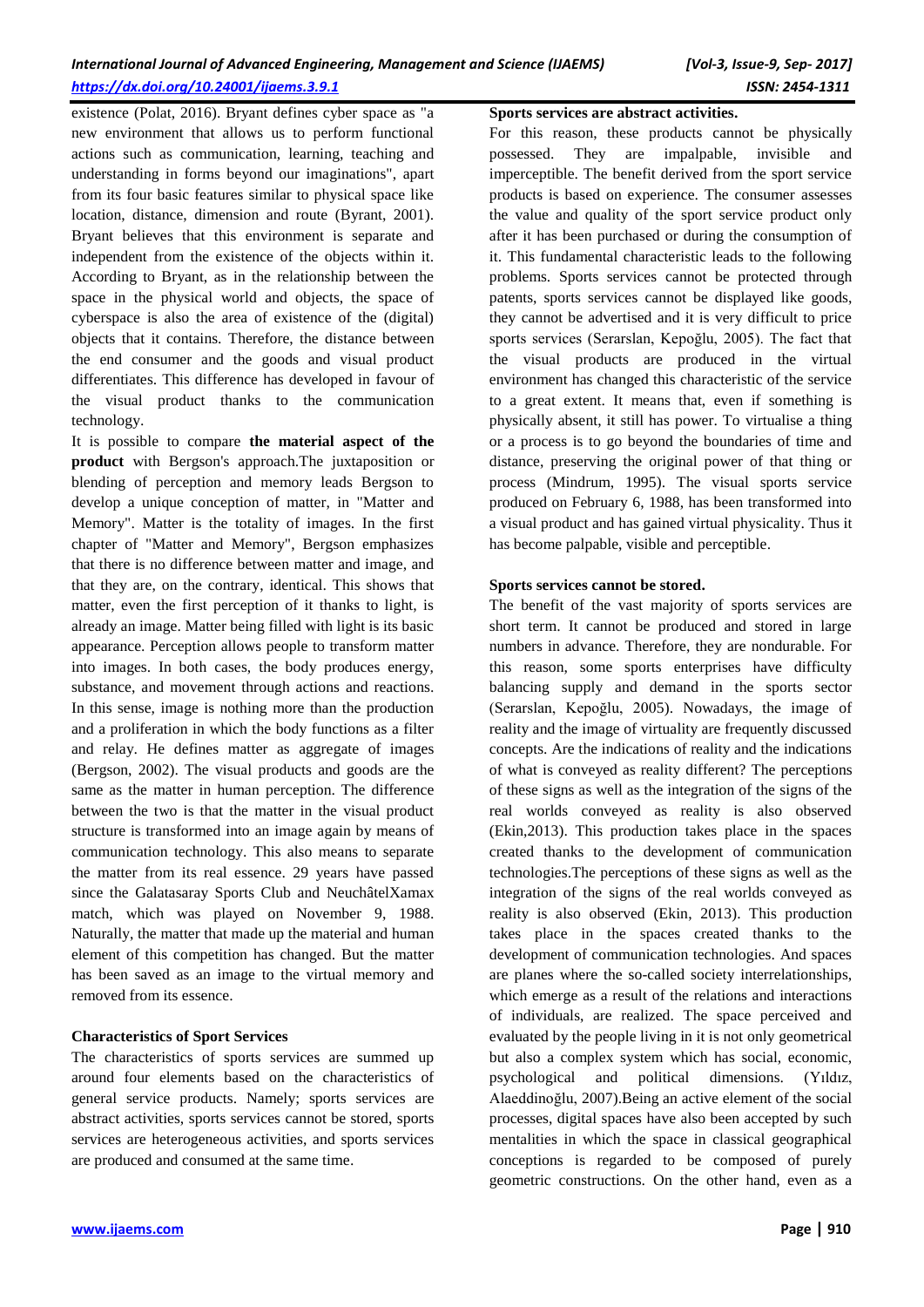existence (Polat, 2016). Bryant defines cyber space as "a new environment that allows us to perform functional actions such as communication, learning, teaching and understanding in forms beyond our imaginations", apart from its four basic features similar to physical space like location, distance, dimension and route (Byrant, 2001). Bryant believes that this environment is separate and independent from the existence of the objects within it. According to Bryant, as in the relationship between the space in the physical world and objects, the space of cyberspace is also the area of existence of the (digital) objects that it contains. Therefore, the distance between the end consumer and the goods and visual product differentiates. This difference has developed in favour of the visual product thanks to the communication technology.

It is possible to compare **the material aspect of the product** with Bergson's approach.The juxtaposition or blending of perception and memory leads Bergson to develop a unique conception of matter, in "Matter and Memory". Matter is the totality of images. In the first chapter of "Matter and Memory", Bergson emphasizes that there is no difference between matter and image, and that they are, on the contrary, identical. This shows that matter, even the first perception of it thanks to light, is already an image. Matter being filled with light is its basic appearance. Perception allows people to transform matter into images. In both cases, the body produces energy, substance, and movement through actions and reactions. In this sense, image is nothing more than the production and a proliferation in which the body functions as a filter and relay. He defines matter as aggregate of images (Bergson, 2002). The visual products and goods are the same as the matter in human perception. The difference between the two is that the matter in the visual product structure is transformed into an image again by means of communication technology. This also means to separate the matter from its real essence. 29 years have passed since the Galatasaray Sports Club and NeuchâtelXamax match, which was played on November 9, 1988. Naturally, the matter that made up the material and human element of this competition has changed. But the matter has been saved as an image to the virtual memory and removed from its essence.

**Characteristics of Sport Services**

The characteristics of sports services are summed up around four elements based on the characteristics of general service products. Namely; sports services are abstract activities, sports services cannot be stored, sports services are heterogeneous activities, and sports services are produced and consumed at the same time.

**Sports services are abstract activities.**

For this reason, these products cannot be physically possessed. They are impalpable, invisible and imperceptible. The benefit derived from the sport service products is based on experience. The consumer assesses the value and quality of the sport service product only after it has been purchased or during the consumption of it. This fundamental characteristic leads to the following problems. Sports services cannot be protected through patents, sports services cannot be displayed like goods, they cannot be advertised and it is very difficult to price sports services (Serarslan, Kepoğlu, 2005). The fact that the visual products are produced in the virtual environment has changed this characteristic of the service to a great extent. It means that, even if something is physically absent, it still has power. To virtualise a thing or a process is to go beyond the boundaries of time and distance, preserving the original power of that thing or process (Mindrum, 1995). The visual sports service produced on February 6, 1988, has been transformed into a visual product and has gained virtual physicality. Thus it has become palpable, visible and perceptible.

**Sports services cannot be stored.**

The benefit of the vast majority of sports services are short term. It cannot be produced and stored in large numbers in advance. Therefore, they are nondurable. For this reason, some sports enterprises have difficulty balancing supply and demand in the sports sector (Serarslan, Kepoğlu, 2005). Nowadays, the image of reality and the image of virtuality are frequently discussed concepts. Are the indications of reality and the indications of what is conveyed as reality different? The perceptions of these signs as well as the integration of the signs of the real worlds conveyed as reality is also observed (Ekin,2013). This production takes place in the spaces created thanks to the development of communication technologies.The perceptions of these signs as well as the integration of the signs of the real worlds conveyed as reality is also observed (Ekin, 2013). This production takes place in the spaces created thanks to the development of communication technologies. And spaces are planes where the so-called society interrelationships, which emerge as a result of the relations and interactions of individuals, are realized. The space perceived and evaluated by the people living in it is not only geometrical but also a complex system which has social, economic, psychological and political dimensions. (Yıldız, Alaeddinoğlu, 2007).Being an active element of the social processes, digital spaces have also been accepted by such mentalities in which the space in classical geographical conceptions is regarded to be composed of purely geometric constructions. On the other hand, even as a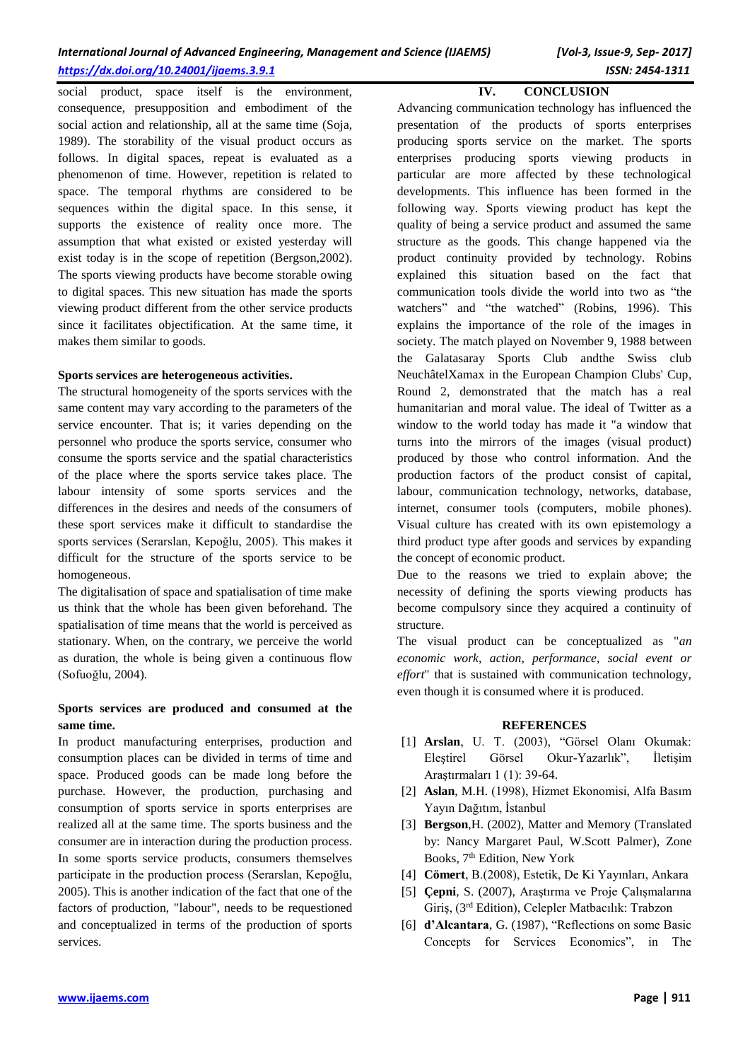social product, space itself is the environment, consequence, presupposition and embodiment of the social action and relationship, all at the same time (Soja, 1989). The storability of the visual product occurs as follows. In digital spaces, repeat is evaluated as a phenomenon of time. However, repetition is related to space. The temporal rhythms are considered to be sequences within the digital space. In this sense, it supports the existence of reality once more. The assumption that what existed or existed yesterday will exist today is in the scope of repetition (Bergson,2002). The sports viewing products have become storable owing to digital spaces. This new situation has made the sports viewing product different from the other service products since it facilitates objectification. At the same time, it makes them similar to goods.

**Sports services are heterogeneous activities.**

The structural homogeneity of the sports services with the same content may vary according to the parameters of the service encounter. That is; it varies depending on the personnel who produce the sports service, consumer who consume the sports service and the spatial characteristics of the place where the sports service takes place. The labour intensity of some sports services and the differences in the desires and needs of the consumers of these sport services make it difficult to standardise the sports services (Serarslan, Kepoğlu, 2005). This makes it difficult for the structure of the sports service to be homogeneous.

The digitalisation of space and spatialisation of time make us think that the whole has been given beforehand. The spatialisation of time means that the world is perceived as stationary. When, on the contrary, we perceive the world as duration, the whole is being given a continuous flow (Sofuoğlu, 2004).

**Sports services are produced and consumed at the same time.**

In product manufacturing enterprises, production and consumption places can be divided in terms of time and space. Produced goods can be made long before the purchase. However, the production, purchasing and consumption of sports service in sports enterprises are realized all at the same time. The sports business and the consumer are in interaction during the production process. In some sports service products, consumers themselves participate in the production process (Serarslan, Kepoğlu, 2005). This is another indication of the fact that one of the factors of production, "labour", needs to be requestioned and conceptualized in terms of the production of sports services.

## IV. CONCLUSION

Advancing communication technology has influenced the presentation of the products of sports enterprises producing sports service on the market. The sports enterprises producing sports viewing products in particular are more affected by these technological developments. This influence has been formed in the following way. Sports viewing product has kept the quality of being a service product and assumed the same structure as the goods. This change happened via the product continuity provided by technology. Robins explained this situation based on the fact that communication tools divide the world into two as "the watchers" and "the watched" (Robins, 1996). This explains the importance of the role of the images in society. The match played on November 9, 1988 between the Galatasaray Sports Club andthe Swiss club NeuchâtelXamax in the European Champion Clubs' Cup, Round 2, demonstrated that the match has a real humanitarian and moral value. The ideal of Twitter as a window to the world today has made it "a window that turns into the mirrors of the images (visual product) produced by those who control information. And the production factors of the product consist of capital, labour, communication technology, networks, database, internet, consumer tools (computers, mobile phones). Visual culture has created with its own epistemology a third product type after goods and services by expanding the concept of economic product.

Due to the reasons we tried to explain above; the necessity of defining the sports viewing products has become compulsory since they acquired a continuity of structure.

The visual product can be conceptualized as "*an economic work, action, performance, social event or effort*" that is sustained with communication technology, even though it is consumed where it is produced.

## REFERENCES

[1] **Arslan**, U. T. (2003), "Görsel Olanı Okumak: Eleştirel Görsel Okur-Yazarlık", İletişim Araştırmaları 1 (1): 39-64.

[2] **Aslan**, M.H. (1998), Hizmet Ekonomisi, Alfa Basım Yayın Dağıtım, İstanbul

[3] **Bergson**,H. (2002), Matter and Memory (Translated by: Nancy Margaret Paul, W.Scott Palmer), Zone Books, 7th Edition, New York

[4] **Cömert**, B.(2008), Estetik, De Ki Yayınları, Ankara

[5] **Çepni**, S. (2007), Araştırma ve Proje Çalışmalarına Giriş, (3rd Edition), Celepler Matbacılık: Trabzon

[6] **d'Alcantara**, G. (1987), "Reflections on some Basic Concepts for Services Economics", in The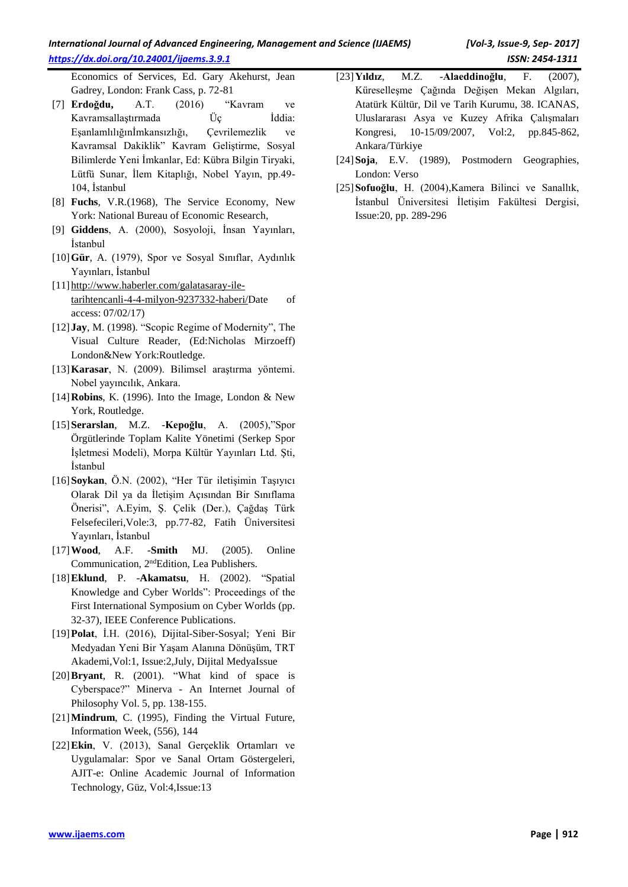Economics of Services, Ed. Gary Akehurst, Jean Gadrey, London: Frank Cass, p. 72-81

[7] **Erdoğdu,** A.T. (2016) "Kavram ve Kavramsallaştırmada Üç İddia: Eşanlamlılığınİmkansızlığı, Çevrilemezlik ve Kavramsal Dakiklik" Kavram Geliştirme, Sosyal Bilimlerde Yeni İmkanlar, Ed: Kübra Bilgin Tiryaki, Lütfü Sunar, İlem Kitaplığı, Nobel Yayın, pp.49-104, İstanbul

[8] **Fuchs**, V.R.(1968), The Service Economy, New York: National Bureau of Economic Research,

[9] **Giddens**, A. (2000), Sosyoloji, İnsan Yayınları, İstanbul

[10] **Gür**, A. (1979), Spor ve Sosyal Sınıflar, Aydınlık Yayınları, İstanbul

[11] http://www.haberler.com/galatasaray-ile-tarihtencanli-4-4-milyon-9237332-haberi/Date of access: 07/02/17)

[12] **Jay**, M. (1998). "Scopic Regime of Modernity", The Visual Culture Reader, (Ed:Nicholas Mirzoeff) London&New York:Routledge.

[13] **Karasar**, N. (2009). Bilimsel araştırma yöntemi. Nobel yayıncılık, Ankara.

[14] **Robins**, K. (1996). Into the Image, London & New York, Routledge.

[15] **Serarslan**, M.Z. -**Kepoğlu**, A. (2005),"Spor Örgütlerinde Toplam Kalite Yönetimi (Serkep Spor İşletmesi Modeli), Morpa Kültür Yayınları Ltd. Şti, İstanbul

[16] **Soykan**, Ö.N. (2002), "Her Tür iletişimin Taşıyıcı Olarak Dil ya da İletişim Açısından Bir Sınıflama Önerisi", A.Eyim, Ş. Çelik (Der.), Çağdaş Türk Felsefecileri,Vole:3, pp.77-82, Fatih Üniversitesi Yayınları, İstanbul

[17] **Wood**, A.F. -**Smith** MJ. (2005). Online Communication, 2ndEdition, Lea Publishers.

[18] **Eklund**, P. -**Akamatsu**, H. (2002). "Spatial Knowledge and Cyber Worlds": Proceedings of the First International Symposium on Cyber Worlds (pp. 32-37), IEEE Conference Publications.

[19] **Polat**, İ.H. (2016), Dijital-Siber-Sosyal; Yeni Bir Medyadan Yeni Bir Yaşam Alanına Dönüşüm, TRT Akademi,Vol:1, Issue:2,July, Dijital MedyaIssue

[20] **Bryant**, R. (2001). "What kind of space is Cyberspace?" Minerva - An Internet Journal of Philosophy Vol. 5, pp. 138-155.

[21] **Mindrum**, C. (1995), Finding the Virtual Future, Information Week, (556), 144

[22] **Ekin**, V. (2013), Sanal Gerçeklik Ortamları ve Uygulamalar: Spor ve Sanal Ortam Göstergeleri, AJIT-e: Online Academic Journal of Information Technology, Güz, Vol:4,Issue:13

[23] **Yıldız**, M.Z. -**Alaeddinoğlu**, F. (2007), Küreselleşme Çağında Değişen Mekan Algıları, Atatürk Kültür, Dil ve Tarih Kurumu, 38. ICANAS, Uluslararası Asya ve Kuzey Afrika Çalışmaları Kongresi, 10-15/09/2007, Vol:2, pp.845-862, Ankara/Türkiye

[24] **Soja**, E.V. (1989), Postmodern Geographies, London: Verso

[25] **Sofuoğlu**, H. (2004),Kamera Bilinci ve Sanallık, İstanbul Üniversitesi İletişim Fakültesi Dergisi, Issue:20, pp. 289-296